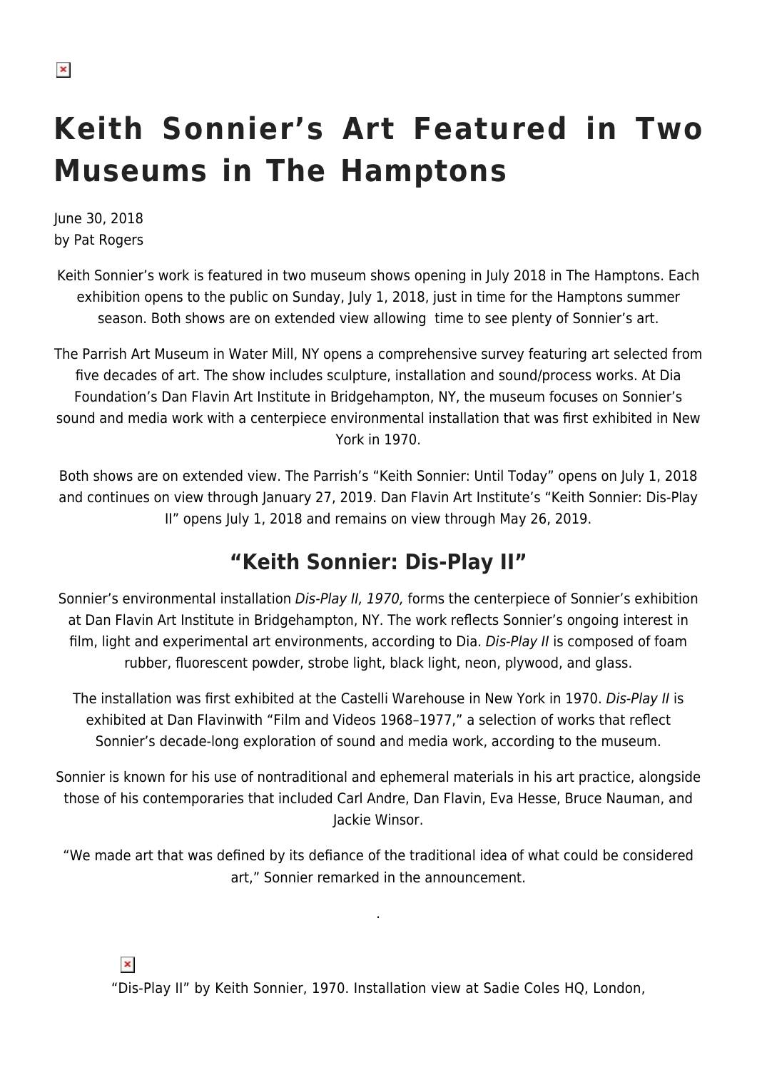# Keith Sonnier's Art Featured in Two Museums in The Hamptons

June 30, 2018
by Pat Rogers

Keith Sonnier's work is featured in two museum shows opening in July 2018 in The Hamptons. Each exhibition opens to the public on Sunday, July 1, 2018, just in time for the Hamptons summer season. Both shows are on extended view allowing time to see plenty of Sonnier's art.

The Parrish Art Museum in Water Mill, NY opens a comprehensive survey featuring art selected from five decades of art. The show includes sculpture, installation and sound/process works. At Dia Foundation's Dan Flavin Art Institute in Bridgehampton, NY, the museum focuses on Sonnier's sound and media work with a centerpiece environmental installation that was first exhibited in New York in 1970.

Both shows are on extended view. The Parrish's "Keith Sonnier: Until Today" opens on July 1, 2018 and continues on view through January 27, 2019. Dan Flavin Art Institute's "Keith Sonnier: Dis-Play II" opens July 1, 2018 and remains on view through May 26, 2019.

## "Keith Sonnier: Dis-Play II"

Sonnier's environmental installation *Dis-Play II, 1970,* forms the centerpiece of Sonnier's exhibition at Dan Flavin Art Institute in Bridgehampton, NY. The work reflects Sonnier's ongoing interest in film, light and experimental art environments, according to Dia. *Dis-Play II* is composed of foam rubber, fluorescent powder, strobe light, black light, neon, plywood, and glass.

The installation was first exhibited at the Castelli Warehouse in New York in 1970. *Dis-Play II* is exhibited at Dan Flavinwith "Film and Videos 1968–1977," a selection of works that reflect Sonnier's decade-long exploration of sound and media work, according to the museum.

Sonnier is known for his use of nontraditional and ephemeral materials in his art practice, alongside those of his contemporaries that included Carl Andre, Dan Flavin, Eva Hesse, Bruce Nauman, and Jackie Winsor.

"We made art that was defined by its defiance of the traditional idea of what could be considered art," Sonnier remarked in the announcement.

.

"Dis-Play II" by Keith Sonnier, 1970. Installation view at Sadie Coles HQ, London,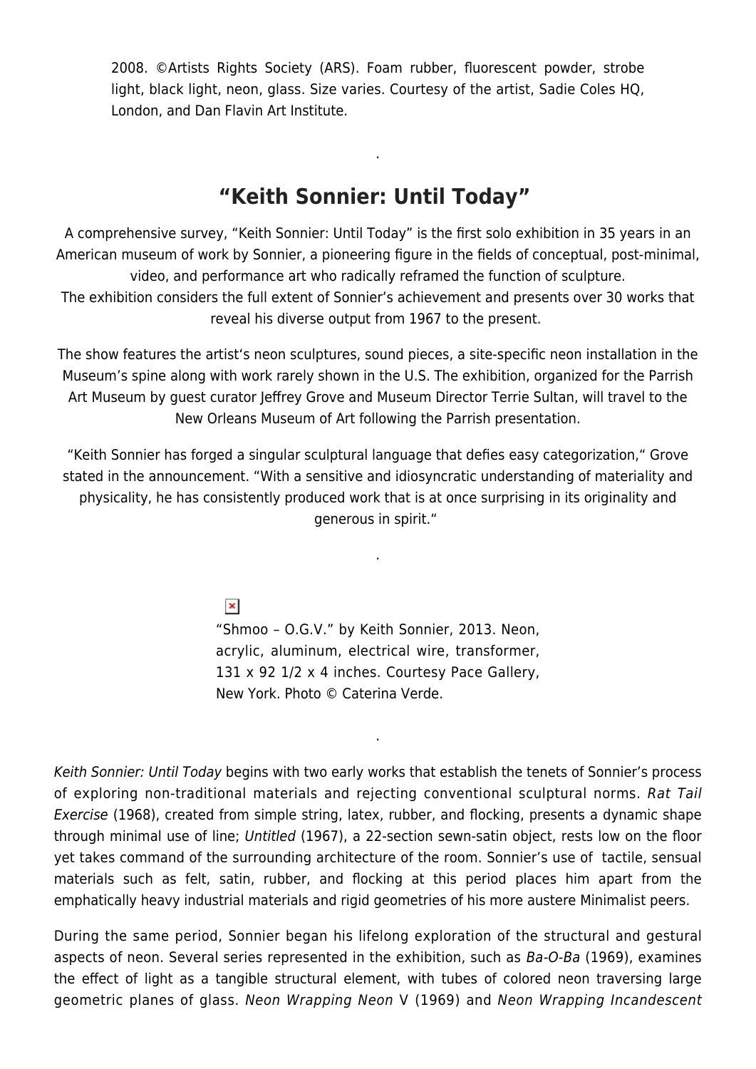2008. ©Artists Rights Society (ARS). Foam rubber, fluorescent powder, strobe light, black light, neon, glass. Size varies. Courtesy of the artist, Sadie Coles HQ, London, and Dan Flavin Art Institute.

.

## "Keith Sonnier: Until Today"

A comprehensive survey, "Keith Sonnier: Until Today" is the first solo exhibition in 35 years in an American museum of work by Sonnier, a pioneering figure in the fields of conceptual, post-minimal, video, and performance art who radically reframed the function of sculpture.
The exhibition considers the full extent of Sonnier's achievement and presents over 30 works that reveal his diverse output from 1967 to the present.

The show features the artist's neon sculptures, sound pieces, a site-specific neon installation in the Museum's spine along with work rarely shown in the U.S. The exhibition, organized for the Parrish Art Museum by guest curator Jeffrey Grove and Museum Director Terrie Sultan, will travel to the New Orleans Museum of Art following the Parrish presentation.

"Keith Sonnier has forged a singular sculptural language that defies easy categorization," Grove stated in the announcement. "With a sensitive and idiosyncratic understanding of materiality and physicality, he has consistently produced work that is at once surprising in its originality and generous in spirit."

.

"Shmoo – O.G.V." by Keith Sonnier, 2013. Neon, acrylic, aluminum, electrical wire, transformer, 131 x 92 1/2 x 4 inches. Courtesy Pace Gallery, New York. Photo © Caterina Verde.

.

*Keith Sonnier: Until Today* begins with two early works that establish the tenets of Sonnier's process of exploring non-traditional materials and rejecting conventional sculptural norms. *Rat Tail Exercise* (1968), created from simple string, latex, rubber, and flocking, presents a dynamic shape through minimal use of line; *Untitled* (1967), a 22-section sewn-satin object, rests low on the floor yet takes command of the surrounding architecture of the room. Sonnier's use of tactile, sensual materials such as felt, satin, rubber, and flocking at this period places him apart from the emphatically heavy industrial materials and rigid geometries of his more austere Minimalist peers.

During the same period, Sonnier began his lifelong exploration of the structural and gestural aspects of neon. Several series represented in the exhibition, such as *Ba-O-Ba* (1969), examines the effect of light as a tangible structural element, with tubes of colored neon traversing large geometric planes of glass. *Neon Wrapping Neon* V (1969) and *Neon Wrapping Incandescent*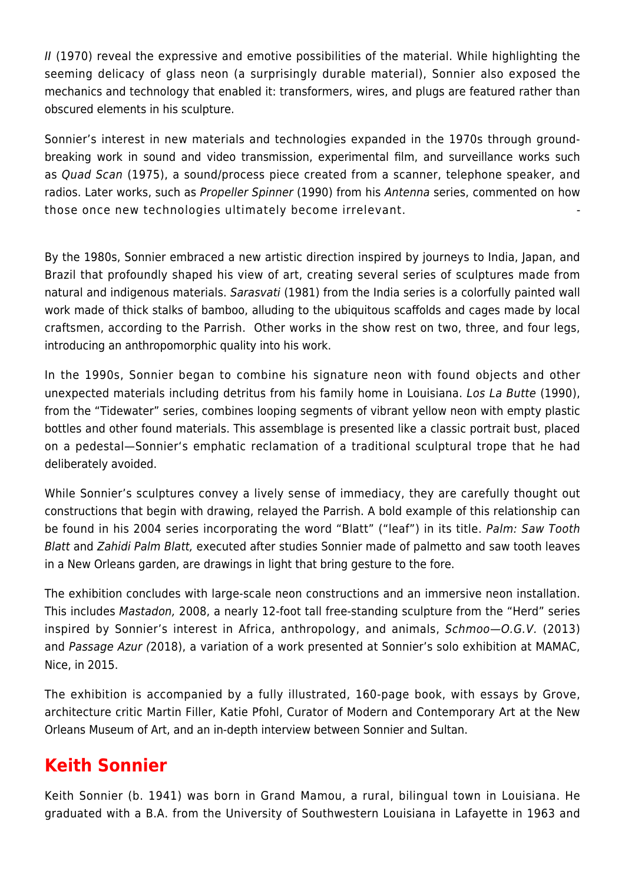*II* (1970) reveal the expressive and emotive possibilities of the material. While highlighting the seeming delicacy of glass neon (a surprisingly durable material), Sonnier also exposed the mechanics and technology that enabled it: transformers, wires, and plugs are featured rather than obscured elements in his sculpture.

Sonnier's interest in new materials and technologies expanded in the 1970s through ground-breaking work in sound and video transmission, experimental film, and surveillance works such as *Quad Scan* (1975), a sound/process piece created from a scanner, telephone speaker, and radios. Later works, such as *Propeller Spinner* (1990) from his *Antenna* series, commented on how those once new technologies ultimately become irrelevant.

By the 1980s, Sonnier embraced a new artistic direction inspired by journeys to India, Japan, and Brazil that profoundly shaped his view of art, creating several series of sculptures made from natural and indigenous materials. *Sarasvati* (1981) from the India series is a colorfully painted wall work made of thick stalks of bamboo, alluding to the ubiquitous scaffolds and cages made by local craftsmen, according to the Parrish. Other works in the show rest on two, three, and four legs, introducing an anthropomorphic quality into his work.

In the 1990s, Sonnier began to combine his signature neon with found objects and other unexpected materials including detritus from his family home in Louisiana. *Los La Butte* (1990), from the "Tidewater" series, combines looping segments of vibrant yellow neon with empty plastic bottles and other found materials. This assemblage is presented like a classic portrait bust, placed on a pedestal—Sonnier's emphatic reclamation of a traditional sculptural trope that he had deliberately avoided.

While Sonnier's sculptures convey a lively sense of immediacy, they are carefully thought out constructions that begin with drawing, relayed the Parrish. A bold example of this relationship can be found in his 2004 series incorporating the word "Blatt" ("leaf") in its title. *Palm: Saw Tooth Blatt* and *Zahidi Palm Blatt,* executed after studies Sonnier made of palmetto and saw tooth leaves in a New Orleans garden, are drawings in light that bring gesture to the fore.

The exhibition concludes with large-scale neon constructions and an immersive neon installation. This includes *Mastadon,* 2008, a nearly 12-foot tall free-standing sculpture from the "Herd" series inspired by Sonnier's interest in Africa, anthropology, and animals, *Schmoo—O.G.V*. (2013) and *Passage Azur (*2018), a variation of a work presented at Sonnier's solo exhibition at MAMAC, Nice, in 2015.

The exhibition is accompanied by a fully illustrated, 160-page book, with essays by Grove, architecture critic Martin Filler, Katie Pfohl, Curator of Modern and Contemporary Art at the New Orleans Museum of Art, and an in-depth interview between Sonnier and Sultan.

## Keith Sonnier

Keith Sonnier (b. 1941) was born in Grand Mamou, a rural, bilingual town in Louisiana. He graduated with a B.A. from the University of Southwestern Louisiana in Lafayette in 1963 and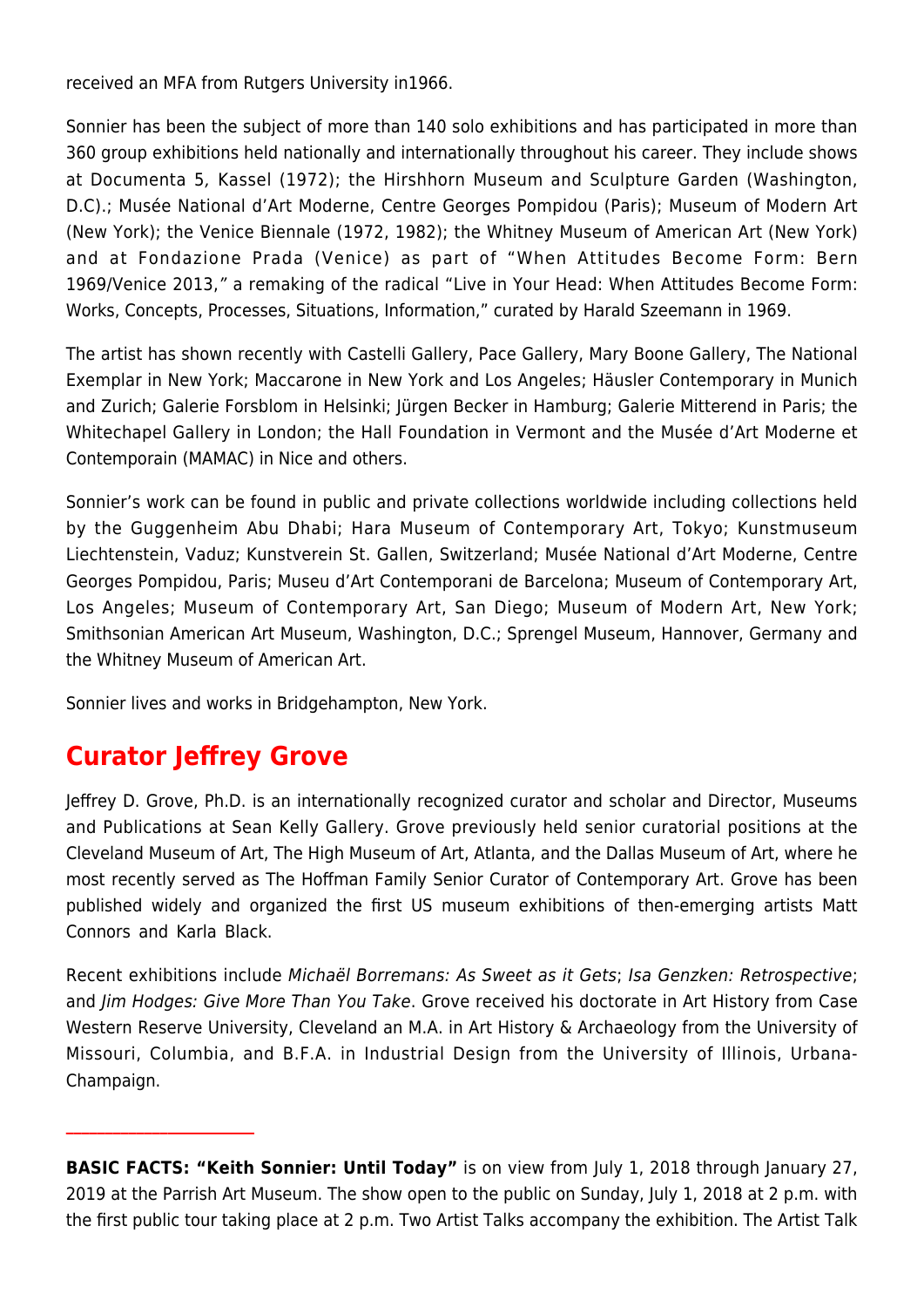received an MFA from Rutgers University in1966.

Sonnier has been the subject of more than 140 solo exhibitions and has participated in more than 360 group exhibitions held nationally and internationally throughout his career. They include shows at Documenta 5, Kassel (1972); the Hirshhorn Museum and Sculpture Garden (Washington, D.C).; Musée National d'Art Moderne, Centre Georges Pompidou (Paris); Museum of Modern Art (New York); the Venice Biennale (1972, 1982); the Whitney Museum of American Art (New York) and at Fondazione Prada (Venice) as part of "When Attitudes Become Form: Bern 1969/Venice 2013," a remaking of the radical "Live in Your Head: When Attitudes Become Form: Works, Concepts, Processes, Situations, Information," curated by Harald Szeemann in 1969.

The artist has shown recently with Castelli Gallery, Pace Gallery, Mary Boone Gallery, The National Exemplar in New York; Maccarone in New York and Los Angeles; Häusler Contemporary in Munich and Zurich; Galerie Forsblom in Helsinki; Jürgen Becker in Hamburg; Galerie Mitterend in Paris; the Whitechapel Gallery in London; the Hall Foundation in Vermont and the Musée d'Art Moderne et Contemporain (MAMAC) in Nice and others.

Sonnier's work can be found in public and private collections worldwide including collections held by the Guggenheim Abu Dhabi; Hara Museum of Contemporary Art, Tokyo; Kunstmuseum Liechtenstein, Vaduz; Kunstverein St. Gallen, Switzerland; Musée National d'Art Moderne, Centre Georges Pompidou, Paris; Museu d'Art Contemporani de Barcelona; Museum of Contemporary Art, Los Angeles; Museum of Contemporary Art, San Diego; Museum of Modern Art, New York; Smithsonian American Art Museum, Washington, D.C.; Sprengel Museum, Hannover, Germany and the Whitney Museum of American Art.

Sonnier lives and works in Bridgehampton, New York.

## Curator Jeffrey Grove

Jeffrey D. Grove, Ph.D. is an internationally recognized curator and scholar and Director, Museums and Publications at Sean Kelly Gallery. Grove previously held senior curatorial positions at the Cleveland Museum of Art, The High Museum of Art, Atlanta, and the Dallas Museum of Art, where he most recently served as The Hoffman Family Senior Curator of Contemporary Art. Grove has been published widely and organized the first US museum exhibitions of then-emerging artists Matt Connors and Karla Black.

Recent exhibitions include *Michaël Borremans: As Sweet as it Gets*; *Isa Genzken: Retrospective*; and *Jim Hodges: Give More Than You Take*. Grove received his doctorate in Art History from Case Western Reserve University, Cleveland an M.A. in Art History & Archaeology from the University of Missouri, Columbia, and B.F.A. in Industrial Design from the University of Illinois, Urbana-Champaign.

---

**BASIC FACTS: "Keith Sonnier: Until Today"** is on view from July 1, 2018 through January 27, 2019 at the Parrish Art Museum. The show open to the public on Sunday, July 1, 2018 at 2 p.m. with the first public tour taking place at 2 p.m. Two Artist Talks accompany the exhibition. The Artist Talk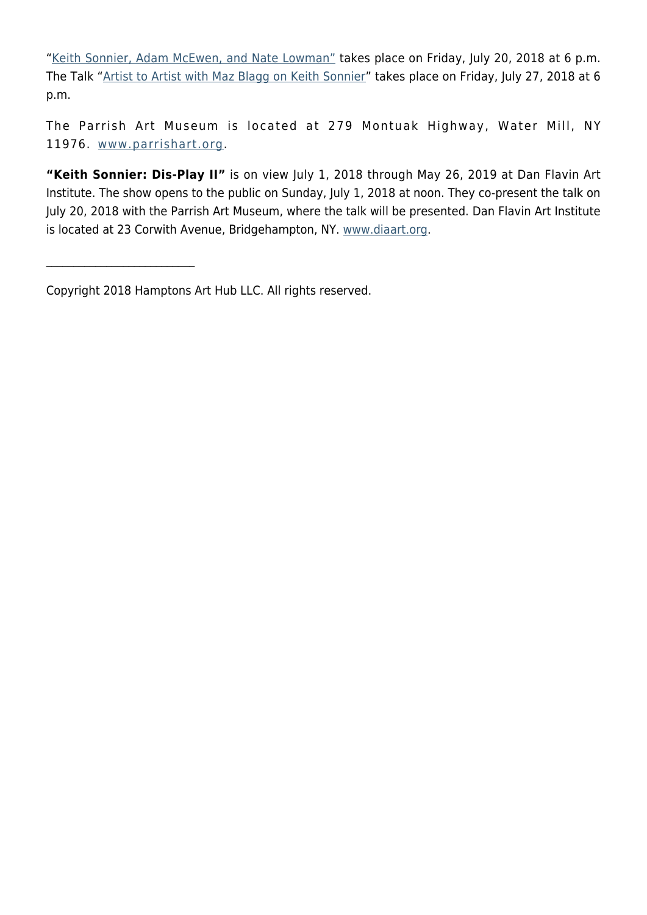"Keith Sonnier, Adam McEwen, and Nate Lowman" takes place on Friday, July 20, 2018 at 6 p.m. The Talk "Artist to Artist with Maz Blagg on Keith Sonnier" takes place on Friday, July 27, 2018 at 6 p.m.

The Parrish Art Museum is located at 279 Montuak Highway, Water Mill, NY 11976. www.parrishart.org.

**"Keith Sonnier: Dis-Play II"** is on view July 1, 2018 through May 26, 2019 at Dan Flavin Art Institute. The show opens to the public on Sunday, July 1, 2018 at noon. They co-present the talk on July 20, 2018 with the Parrish Art Museum, where the talk will be presented. Dan Flavin Art Institute is located at 23 Corwith Avenue, Bridgehampton, NY. www.diaart.org.

---

Copyright 2018 Hamptons Art Hub LLC. All rights reserved.